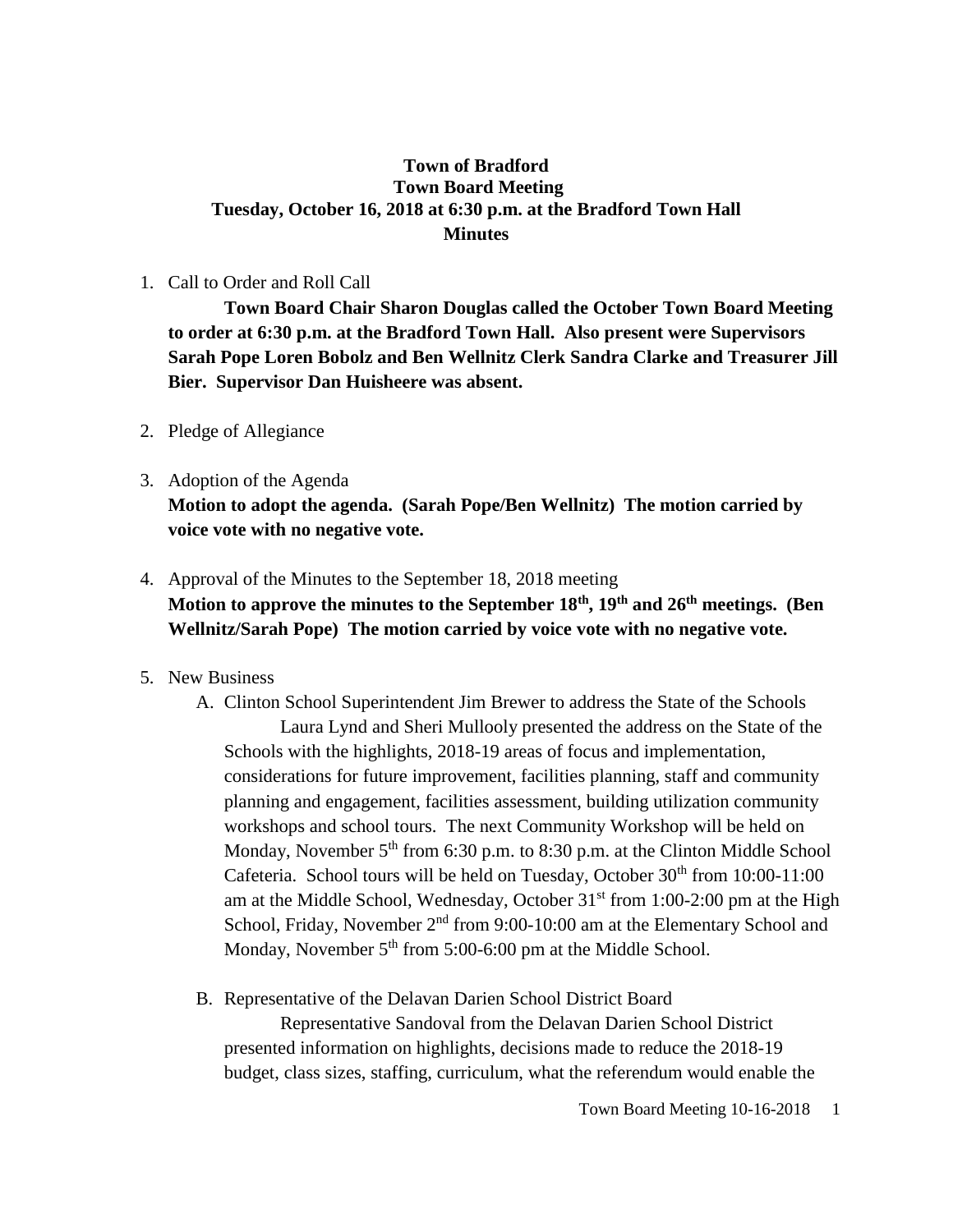**Town of Bradford**
**Town Board Meeting**
**Tuesday, October 16, 2018 at 6:30 p.m. at the Bradford Town Hall**
**Minutes**

1. Call to Order and Roll Call

   **Town Board Chair Sharon Douglas called the October Town Board Meeting to order at 6:30 p.m. at the Bradford Town Hall. Also present were Supervisors Sarah Pope Loren Bobolz and Ben Wellnitz Clerk Sandra Clarke and Treasurer Jill Bier. Supervisor Dan Huisheere was absent.**

2. Pledge of Allegiance

3. Adoption of the Agenda
   **Motion to adopt the agenda. (Sarah Pope/Ben Wellnitz) The motion carried by voice vote with no negative vote.**

4. Approval of the Minutes to the September 18, 2018 meeting
   **Motion to approve the minutes to the September 18th, 19th and 26th meetings. (Ben Wellnitz/Sarah Pope) The motion carried by voice vote with no negative vote.**

5. New Business

   A. Clinton School Superintendent Jim Brewer to address the State of the Schools

      Laura Lynd and Sheri Mullooly presented the address on the State of the Schools with the highlights, 2018-19 areas of focus and implementation, considerations for future improvement, facilities planning, staff and community planning and engagement, facilities assessment, building utilization community workshops and school tours. The next Community Workshop will be held on Monday, November 5th from 6:30 p.m. to 8:30 p.m. at the Clinton Middle School Cafeteria. School tours will be held on Tuesday, October 30th from 10:00-11:00 am at the Middle School, Wednesday, October 31st from 1:00-2:00 pm at the High School, Friday, November 2nd from 9:00-10:00 am at the Elementary School and Monday, November 5th from 5:00-6:00 pm at the Middle School.

   B. Representative of the Delavan Darien School District Board

      Representative Sandoval from the Delavan Darien School District presented information on highlights, decisions made to reduce the 2018-19 budget, class sizes, staffing, curriculum, what the referendum would enable the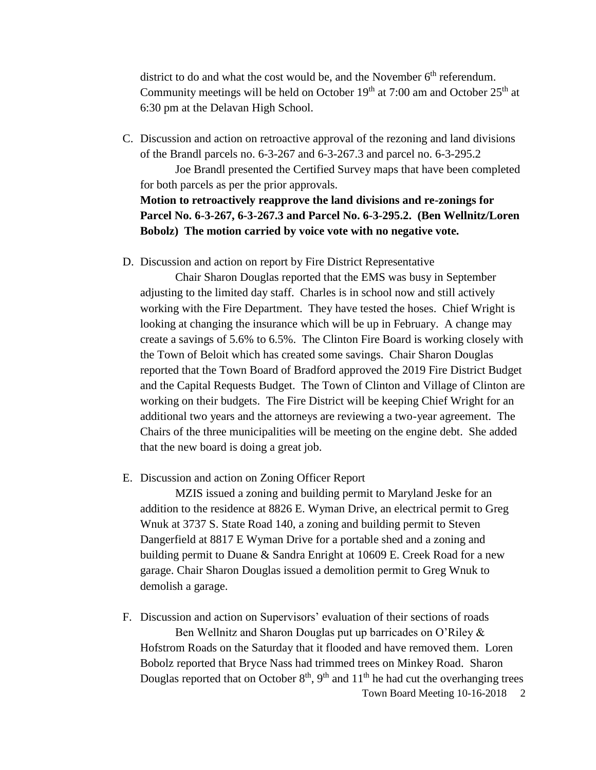district to do and what the cost would be, and the November 6th referendum. Community meetings will be held on October 19th at 7:00 am and October 25th at 6:30 pm at the Delavan High School.

C. Discussion and action on retroactive approval of the rezoning and land divisions of the Brandl parcels no. 6-3-267 and 6-3-267.3 and parcel no. 6-3-295.2

   Joe Brandl presented the Certified Survey maps that have been completed for both parcels as per the prior approvals.

   **Motion to retroactively reapprove the land divisions and re-zonings for Parcel No. 6-3-267, 6-3-267.3 and Parcel No. 6-3-295.2. (Ben Wellnitz/Loren Bobolz) The motion carried by voice vote with no negative vote.**

D. Discussion and action on report by Fire District Representative

   Chair Sharon Douglas reported that the EMS was busy in September adjusting to the limited day staff. Charles is in school now and still actively working with the Fire Department. They have tested the hoses. Chief Wright is looking at changing the insurance which will be up in February. A change may create a savings of 5.6% to 6.5%. The Clinton Fire Board is working closely with the Town of Beloit which has created some savings. Chair Sharon Douglas reported that the Town Board of Bradford approved the 2019 Fire District Budget and the Capital Requests Budget. The Town of Clinton and Village of Clinton are working on their budgets. The Fire District will be keeping Chief Wright for an additional two years and the attorneys are reviewing a two-year agreement. The Chairs of the three municipalities will be meeting on the engine debt. She added that the new board is doing a great job.

E. Discussion and action on Zoning Officer Report

   MZIS issued a zoning and building permit to Maryland Jeske for an addition to the residence at 8826 E. Wyman Drive, an electrical permit to Greg Wnuk at 3737 S. State Road 140, a zoning and building permit to Steven Dangerfield at 8817 E Wyman Drive for a portable shed and a zoning and building permit to Duane & Sandra Enright at 10609 E. Creek Road for a new garage. Chair Sharon Douglas issued a demolition permit to Greg Wnuk to demolish a garage.

F. Discussion and action on Supervisors' evaluation of their sections of roads

   Ben Wellnitz and Sharon Douglas put up barricades on O'Riley & Hofstrom Roads on the Saturday that it flooded and have removed them. Loren Bobolz reported that Bryce Nass had trimmed trees on Minkey Road. Sharon Douglas reported that on October 8th, 9th and 11th he had cut the overhanging trees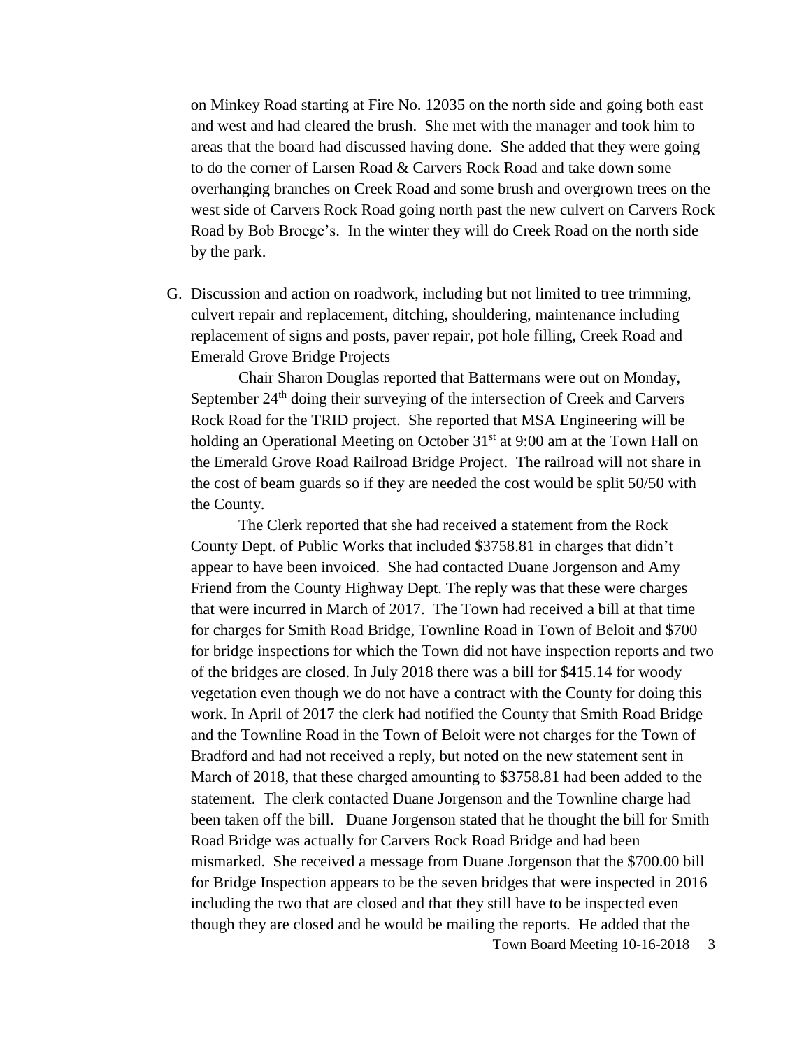on Minkey Road starting at Fire No. 12035 on the north side and going both east and west and had cleared the brush. She met with the manager and took him to areas that the board had discussed having done. She added that they were going to do the corner of Larsen Road & Carvers Rock Road and take down some overhanging branches on Creek Road and some brush and overgrown trees on the west side of Carvers Rock Road going north past the new culvert on Carvers Rock Road by Bob Broege's. In the winter they will do Creek Road on the north side by the park.

G. Discussion and action on roadwork, including but not limited to tree trimming, culvert repair and replacement, ditching, shouldering, maintenance including replacement of signs and posts, paver repair, pot hole filling, Creek Road and Emerald Grove Bridge Projects

Chair Sharon Douglas reported that Battermans were out on Monday, September 24th doing their surveying of the intersection of Creek and Carvers Rock Road for the TRID project. She reported that MSA Engineering will be holding an Operational Meeting on October 31st at 9:00 am at the Town Hall on the Emerald Grove Road Railroad Bridge Project. The railroad will not share in the cost of beam guards so if they are needed the cost would be split 50/50 with the County.

The Clerk reported that she had received a statement from the Rock County Dept. of Public Works that included $3758.81 in charges that didn't appear to have been invoiced. She had contacted Duane Jorgenson and Amy Friend from the County Highway Dept. The reply was that these were charges that were incurred in March of 2017. The Town had received a bill at that time for charges for Smith Road Bridge, Townline Road in Town of Beloit and $700 for bridge inspections for which the Town did not have inspection reports and two of the bridges are closed. In July 2018 there was a bill for $415.14 for woody vegetation even though we do not have a contract with the County for doing this work. In April of 2017 the clerk had notified the County that Smith Road Bridge and the Townline Road in the Town of Beloit were not charges for the Town of Bradford and had not received a reply, but noted on the new statement sent in March of 2018, that these charged amounting to $3758.81 had been added to the statement. The clerk contacted Duane Jorgenson and the Townline charge had been taken off the bill. Duane Jorgenson stated that he thought the bill for Smith Road Bridge was actually for Carvers Rock Road Bridge and had been mismarked. She received a message from Duane Jorgenson that the $700.00 bill for Bridge Inspection appears to be the seven bridges that were inspected in 2016 including the two that are closed and that they still have to be inspected even though they are closed and he would be mailing the reports. He added that the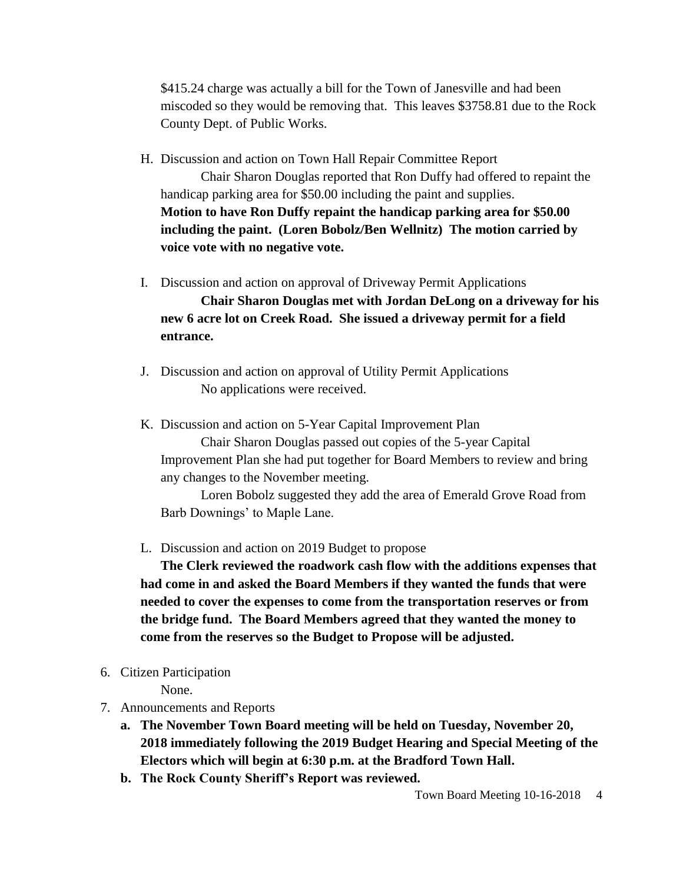$415.24 charge was actually a bill for the Town of Janesville and had been miscoded so they would be removing that. This leaves $3758.81 due to the Rock County Dept. of Public Works.

H. Discussion and action on Town Hall Repair Committee Report

   Chair Sharon Douglas reported that Ron Duffy had offered to repaint the handicap parking area for $50.00 including the paint and supplies.

   **Motion to have Ron Duffy repaint the handicap parking area for $50.00 including the paint. (Loren Bobolz/Ben Wellnitz) The motion carried by voice vote with no negative vote.**

I. Discussion and action on approval of Driveway Permit Applications

   **Chair Sharon Douglas met with Jordan DeLong on a driveway for his new 6 acre lot on Creek Road. She issued a driveway permit for a field entrance.**

J. Discussion and action on approval of Utility Permit Applications

   No applications were received.

K. Discussion and action on 5-Year Capital Improvement Plan

   Chair Sharon Douglas passed out copies of the 5-year Capital Improvement Plan she had put together for Board Members to review and bring any changes to the November meeting.

   Loren Bobolz suggested they add the area of Emerald Grove Road from Barb Downings' to Maple Lane.

L. Discussion and action on 2019 Budget to propose

   **The Clerk reviewed the roadwork cash flow with the additions expenses that had come in and asked the Board Members if they wanted the funds that were needed to cover the expenses to come from the transportation reserves or from the bridge fund. The Board Members agreed that they wanted the money to come from the reserves so the Budget to Propose will be adjusted.**

6. Citizen Participation

   None.

7. Announcements and Reports
   a. **The November Town Board meeting will be held on Tuesday, November 20, 2018 immediately following the 2019 Budget Hearing and Special Meeting of the Electors which will begin at 6:30 p.m. at the Bradford Town Hall.**
   b. **The Rock County Sheriff's Report was reviewed.**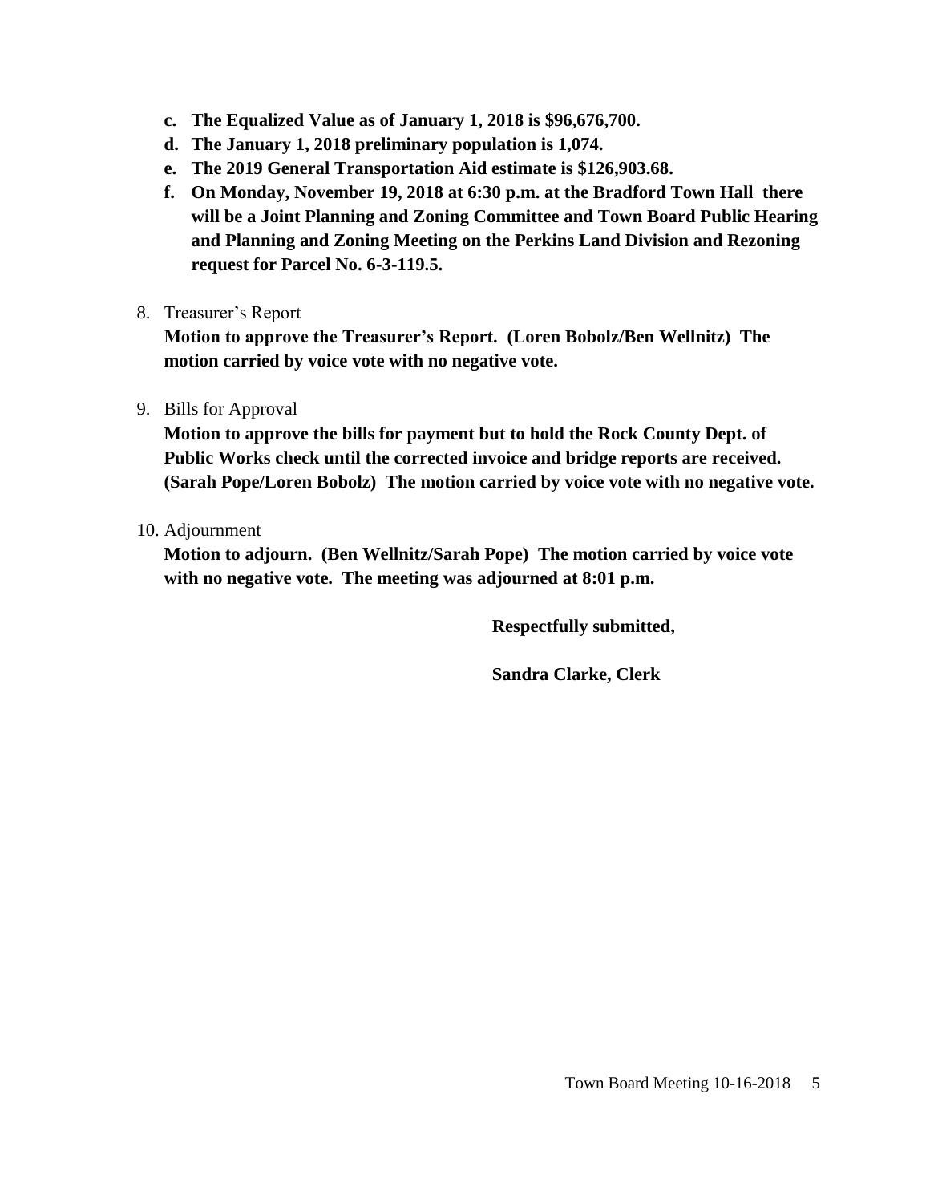c. **The Equalized Value as of January 1, 2018 is $96,676,700.**
d. **The January 1, 2018 preliminary population is 1,074.**
e. **The 2019 General Transportation Aid estimate is $126,903.68.**
f. **On Monday, November 19, 2018 at 6:30 p.m. at the Bradford Town Hall there will be a Joint Planning and Zoning Committee and Town Board Public Hearing and Planning and Zoning Meeting on the Perkins Land Division and Rezoning request for Parcel No. 6-3-119.5.**

8. Treasurer's Report

   **Motion to approve the Treasurer's Report. (Loren Bobolz/Ben Wellnitz) The motion carried by voice vote with no negative vote.**

9. Bills for Approval

   **Motion to approve the bills for payment but to hold the Rock County Dept. of Public Works check until the corrected invoice and bridge reports are received. (Sarah Pope/Loren Bobolz) The motion carried by voice vote with no negative vote.**

10. Adjournment

    **Motion to adjourn. (Ben Wellnitz/Sarah Pope) The motion carried by voice vote with no negative vote. The meeting was adjourned at 8:01 p.m.**

**Respectfully submitted,**

**Sandra Clarke, Clerk**